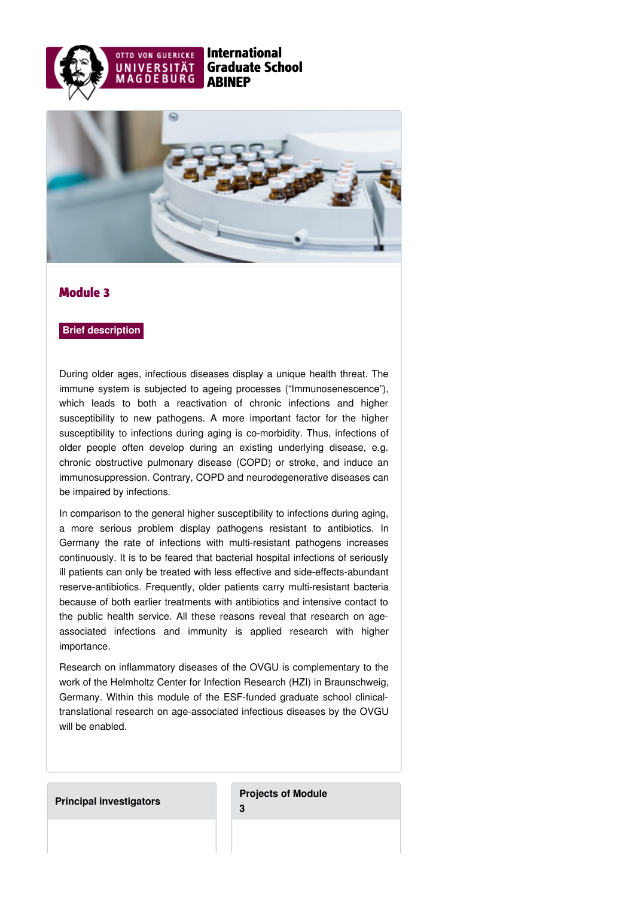OTTO VON GUERICKE UNIVERSITÄT MAGDEBURG **International Graduate School ABINEP**

## Module 3

**Brief description**

During older ages, infectious diseases display a unique health threat. The immune system is subjected to ageing processes ("Immunosenescence"), which leads to both a reactivation of chronic infections and higher susceptibility to new pathogens. A more important factor for the higher susceptibility to infections during aging is co-morbidity. Thus, infections of older people often develop during an existing underlying disease, e.g. chronic obstructive pulmonary disease (COPD) or stroke, and induce an immunosuppression. Contrary, COPD and neurodegenerative diseases can be impaired by infections.

In comparison to the general higher susceptibility to infections during aging, a more serious problem display pathogens resistant to antibiotics. In Germany the rate of infections with multi-resistant pathogens increases continuously. It is to be feared that bacterial hospital infections of seriously ill patients can only be treated with less effective and side-effects-abundant reserve-antibiotics. Frequently, older patients carry multi-resistant bacteria because of both earlier treatments with antibiotics and intensive contact to the public health service. All these reasons reveal that research on age-associated infections and immunity is applied research with higher importance.

Research on inflammatory diseases of the OVGU is complementary to the work of the Helmholtz Center for Infection Research (HZI) in Braunschweig, Germany. Within this module of the ESF-funded graduate school clinical-translational research on age-associated infectious diseases by the OVGU will be enabled.

**Principal investigators**

**Projects of Module 3**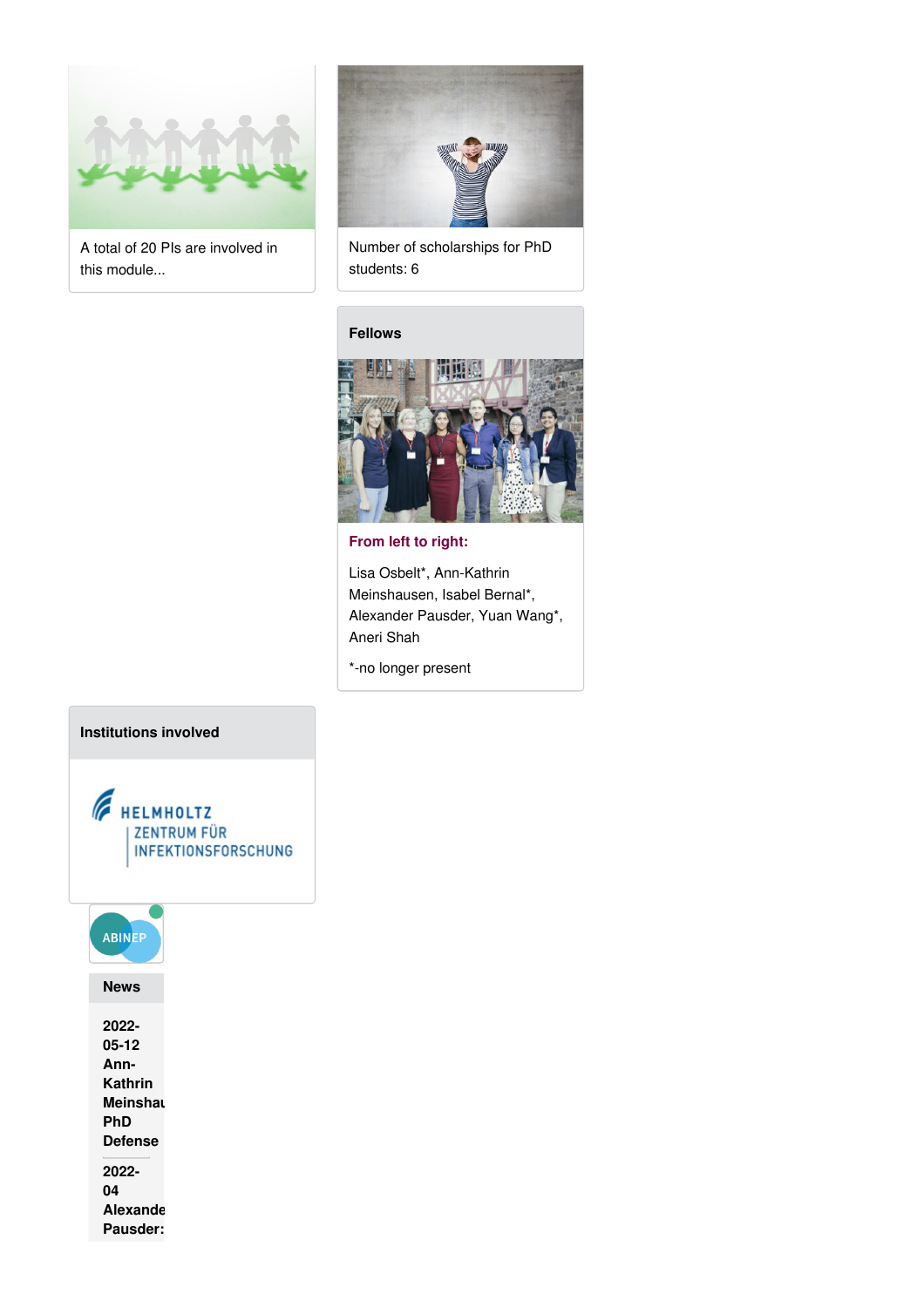A total of 20 PIs are involved in this module...

Number of scholarships for PhD students: 6

### Fellows

**From left to right:**

Lisa Osbelt*, Ann-Kathrin Meinshausen, Isabel Bernal*, Alexander Pausder, Yuan Wang*, Aneri Shah

*-no longer present

### Institutions involved

HELMHOLTZ ZENTRUM FÜR INFEKTIONSFORSCHUNG

ABINEP

### News

**2022-05-12 Ann-Kathrin Meinshau PhD Defense**

**2022-04 Alexande Pausder:**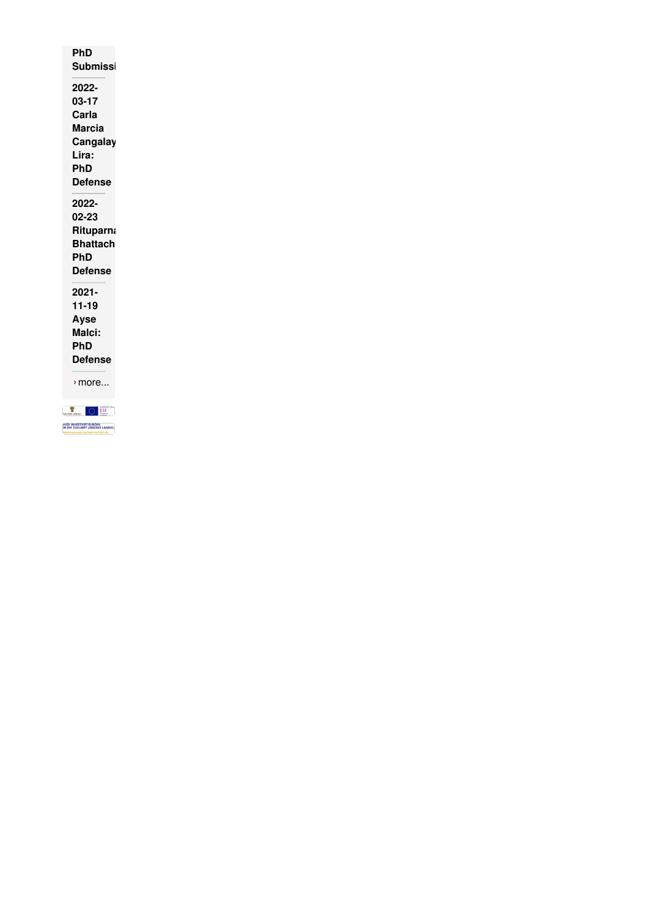**PhD Submissi**

**2022-03-17 Carla Marcia Cangalay Lira: PhD Defense**

**2022-02-23 Rituparna Bhattach PhD Defense**

**2021-11-19 Ayse Malci: PhD Defense**

› more...